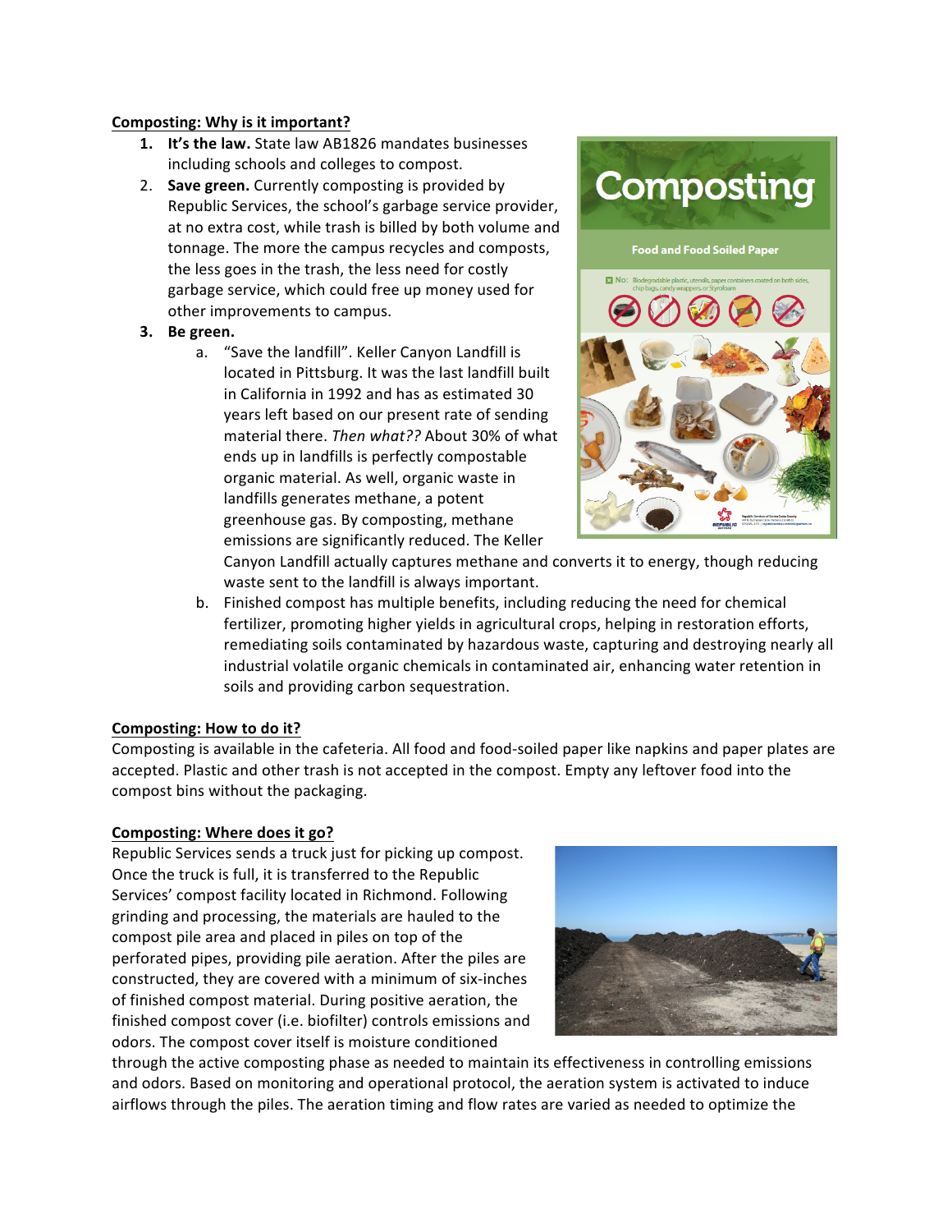**Composting: Why is it important?**

1. **It's the law.** State law AB1826 mandates businesses including schools and colleges to compost.
2. **Save green.** Currently composting is provided by Republic Services, the school's garbage service provider, at no extra cost, while trash is billed by both volume and tonnage. The more the campus recycles and composts, the less goes in the trash, the less need for costly garbage service, which could free up money used for other improvements to campus.
3. **Be green.**
   a. "Save the landfill". Keller Canyon Landfill is located in Pittsburg. It was the last landfill built in California in 1992 and has as estimated 30 years left based on our present rate of sending material there. *Then what??* About 30% of what ends up in landfills is perfectly compostable organic material. As well, organic waste in landfills generates methane, a potent greenhouse gas. By composting, methane emissions are significantly reduced. The Keller Canyon Landfill actually captures methane and converts it to energy, though reducing waste sent to the landfill is always important.
   b. Finished compost has multiple benefits, including reducing the need for chemical fertilizer, promoting higher yields in agricultural crops, helping in restoration efforts, remediating soils contaminated by hazardous waste, capturing and destroying nearly all industrial volatile organic chemicals in contaminated air, enhancing water retention in soils and providing carbon sequestration.

**Composting: How to do it?**

Composting is available in the cafeteria. All food and food-soiled paper like napkins and paper plates are accepted. Plastic and other trash is not accepted in the compost. Empty any leftover food into the compost bins without the packaging.

**Composting: Where does it go?**

Republic Services sends a truck just for picking up compost. Once the truck is full, it is transferred to the Republic Services' compost facility located in Richmond. Following grinding and processing, the materials are hauled to the compost pile area and placed in piles on top of the perforated pipes, providing pile aeration. After the piles are constructed, they are covered with a minimum of six-inches of finished compost material. During positive aeration, the finished compost cover (i.e. biofilter) controls emissions and odors. The compost cover itself is moisture conditioned through the active composting phase as needed to maintain its effectiveness in controlling emissions and odors. Based on monitoring and operational protocol, the aeration system is activated to induce airflows through the piles. The aeration timing and flow rates are varied as needed to optimize the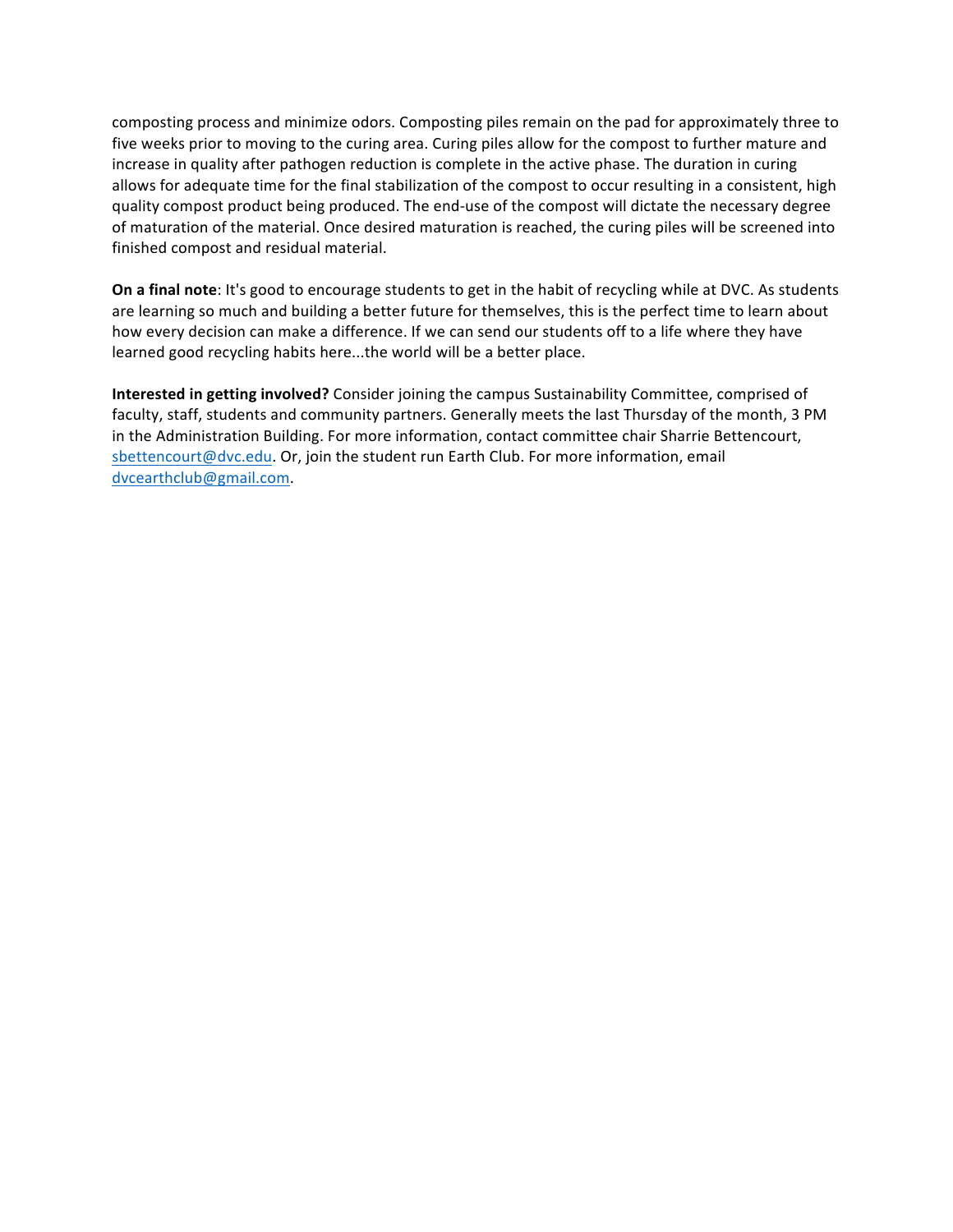composting process and minimize odors. Composting piles remain on the pad for approximately three to five weeks prior to moving to the curing area. Curing piles allow for the compost to further mature and increase in quality after pathogen reduction is complete in the active phase. The duration in curing allows for adequate time for the final stabilization of the compost to occur resulting in a consistent, high quality compost product being produced. The end-use of the compost will dictate the necessary degree of maturation of the material. Once desired maturation is reached, the curing piles will be screened into finished compost and residual material.

**On a final note**: It's good to encourage students to get in the habit of recycling while at DVC. As students are learning so much and building a better future for themselves, this is the perfect time to learn about how every decision can make a difference. If we can send our students off to a life where they have learned good recycling habits here...the world will be a better place.

**Interested in getting involved?** Consider joining the campus Sustainability Committee, comprised of faculty, staff, students and community partners. Generally meets the last Thursday of the month, 3 PM in the Administration Building. For more information, contact committee chair Sharrie Bettencourt, [sbettencourt@dvc.edu](mailto:sbettencourt@dvc.edu). Or, join the student run Earth Club. For more information, email [dvcearthclub@gmail.com](mailto:dvcearthclub@gmail.com).